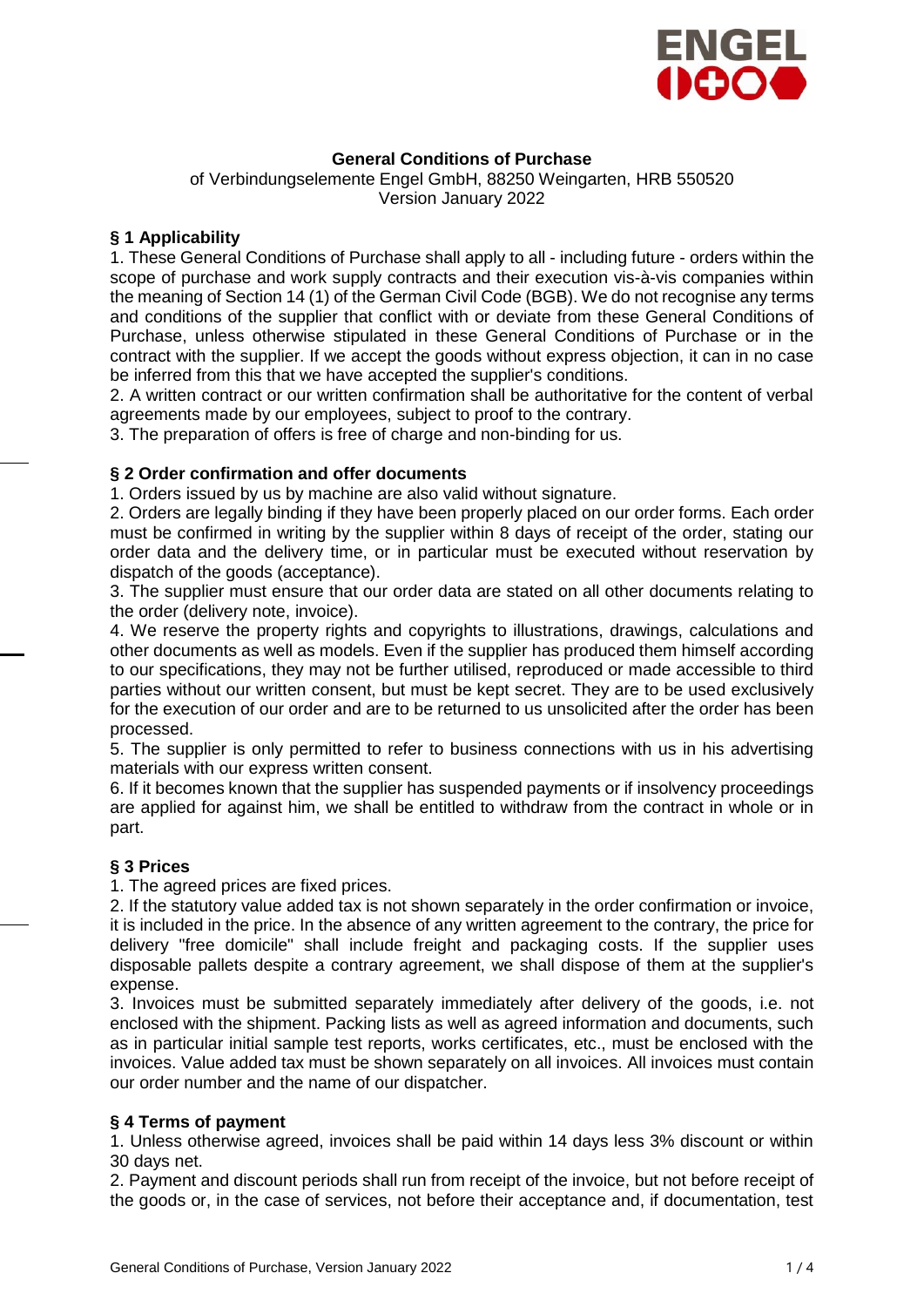**General Conditions of Purchase**

of Verbindungselemente Engel GmbH, 88250 Weingarten, HRB 550520
Version January 2022

## § 1 Applicability

1. These General Conditions of Purchase shall apply to all - including future - orders within the scope of purchase and work supply contracts and their execution vis-à-vis companies within the meaning of Section 14 (1) of the German Civil Code (BGB). We do not recognise any terms and conditions of the supplier that conflict with or deviate from these General Conditions of Purchase, unless otherwise stipulated in these General Conditions of Purchase or in the contract with the supplier. If we accept the goods without express objection, it can in no case be inferred from this that we have accepted the supplier's conditions.
2. A written contract or our written confirmation shall be authoritative for the content of verbal agreements made by our employees, subject to proof to the contrary.
3. The preparation of offers is free of charge and non-binding for us.

## § 2 Order confirmation and offer documents

1. Orders issued by us by machine are also valid without signature.
2. Orders are legally binding if they have been properly placed on our order forms. Each order must be confirmed in writing by the supplier within 8 days of receipt of the order, stating our order data and the delivery time, or in particular must be executed without reservation by dispatch of the goods (acceptance).
3. The supplier must ensure that our order data are stated on all other documents relating to the order (delivery note, invoice).
4. We reserve the property rights and copyrights to illustrations, drawings, calculations and other documents as well as models. Even if the supplier has produced them himself according to our specifications, they may not be further utilised, reproduced or made accessible to third parties without our written consent, but must be kept secret. They are to be used exclusively for the execution of our order and are to be returned to us unsolicited after the order has been processed.
5. The supplier is only permitted to refer to business connections with us in his advertising materials with our express written consent.
6. If it becomes known that the supplier has suspended payments or if insolvency proceedings are applied for against him, we shall be entitled to withdraw from the contract in whole or in part.

## § 3 Prices

1. The agreed prices are fixed prices.
2. If the statutory value added tax is not shown separately in the order confirmation or invoice, it is included in the price. In the absence of any written agreement to the contrary, the price for delivery "free domicile" shall include freight and packaging costs. If the supplier uses disposable pallets despite a contrary agreement, we shall dispose of them at the supplier's expense.
3. Invoices must be submitted separately immediately after delivery of the goods, i.e. not enclosed with the shipment. Packing lists as well as agreed information and documents, such as in particular initial sample test reports, works certificates, etc., must be enclosed with the invoices. Value added tax must be shown separately on all invoices. All invoices must contain our order number and the name of our dispatcher.

## § 4 Terms of payment

1. Unless otherwise agreed, invoices shall be paid within 14 days less 3% discount or within 30 days net.
2. Payment and discount periods shall run from receipt of the invoice, but not before receipt of the goods or, in the case of services, not before their acceptance and, if documentation, test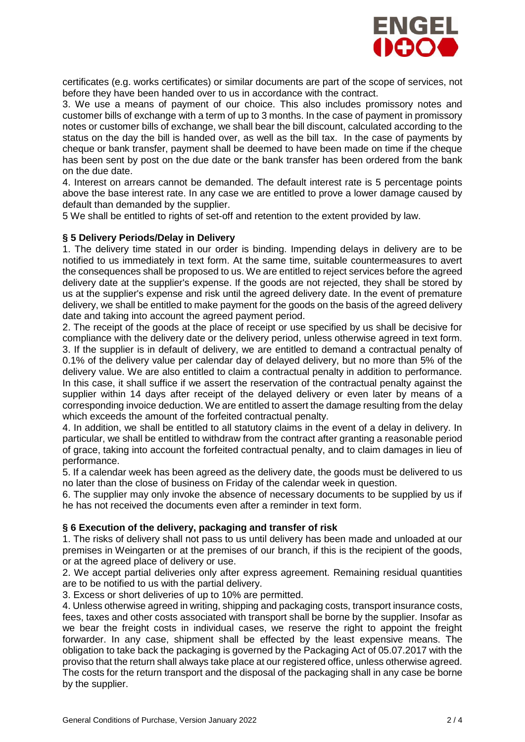certificates (e.g. works certificates) or similar documents are part of the scope of services, not before they have been handed over to us in accordance with the contract.

3. We use a means of payment of our choice. This also includes promissory notes and customer bills of exchange with a term of up to 3 months. In the case of payment in promissory notes or customer bills of exchange, we shall bear the bill discount, calculated according to the status on the day the bill is handed over, as well as the bill tax. In the case of payments by cheque or bank transfer, payment shall be deemed to have been made on time if the cheque has been sent by post on the due date or the bank transfer has been ordered from the bank on the due date.

4. Interest on arrears cannot be demanded. The default interest rate is 5 percentage points above the base interest rate. In any case we are entitled to prove a lower damage caused by default than demanded by the supplier.

5 We shall be entitled to rights of set-off and retention to the extent provided by law.

## § 5 Delivery Periods/Delay in Delivery

1. The delivery time stated in our order is binding. Impending delays in delivery are to be notified to us immediately in text form. At the same time, suitable countermeasures to avert the consequences shall be proposed to us. We are entitled to reject services before the agreed delivery date at the supplier's expense. If the goods are not rejected, they shall be stored by us at the supplier's expense and risk until the agreed delivery date. In the event of premature delivery, we shall be entitled to make payment for the goods on the basis of the agreed delivery date and taking into account the agreed payment period.

2. The receipt of the goods at the place of receipt or use specified by us shall be decisive for compliance with the delivery date or the delivery period, unless otherwise agreed in text form.

3. If the supplier is in default of delivery, we are entitled to demand a contractual penalty of 0.1% of the delivery value per calendar day of delayed delivery, but no more than 5% of the delivery value. We are also entitled to claim a contractual penalty in addition to performance. In this case, it shall suffice if we assert the reservation of the contractual penalty against the supplier within 14 days after receipt of the delayed delivery or even later by means of a corresponding invoice deduction. We are entitled to assert the damage resulting from the delay which exceeds the amount of the forfeited contractual penalty.

4. In addition, we shall be entitled to all statutory claims in the event of a delay in delivery. In particular, we shall be entitled to withdraw from the contract after granting a reasonable period of grace, taking into account the forfeited contractual penalty, and to claim damages in lieu of performance.

5. If a calendar week has been agreed as the delivery date, the goods must be delivered to us no later than the close of business on Friday of the calendar week in question.

6. The supplier may only invoke the absence of necessary documents to be supplied by us if he has not received the documents even after a reminder in text form.

## § 6 Execution of the delivery, packaging and transfer of risk

1. The risks of delivery shall not pass to us until delivery has been made and unloaded at our premises in Weingarten or at the premises of our branch, if this is the recipient of the goods, or at the agreed place of delivery or use.

2. We accept partial deliveries only after express agreement. Remaining residual quantities are to be notified to us with the partial delivery.

3. Excess or short deliveries of up to 10% are permitted.

4. Unless otherwise agreed in writing, shipping and packaging costs, transport insurance costs, fees, taxes and other costs associated with transport shall be borne by the supplier. Insofar as we bear the freight costs in individual cases, we reserve the right to appoint the freight forwarder. In any case, shipment shall be effected by the least expensive means. The obligation to take back the packaging is governed by the Packaging Act of 05.07.2017 with the proviso that the return shall always take place at our registered office, unless otherwise agreed. The costs for the return transport and the disposal of the packaging shall in any case be borne by the supplier.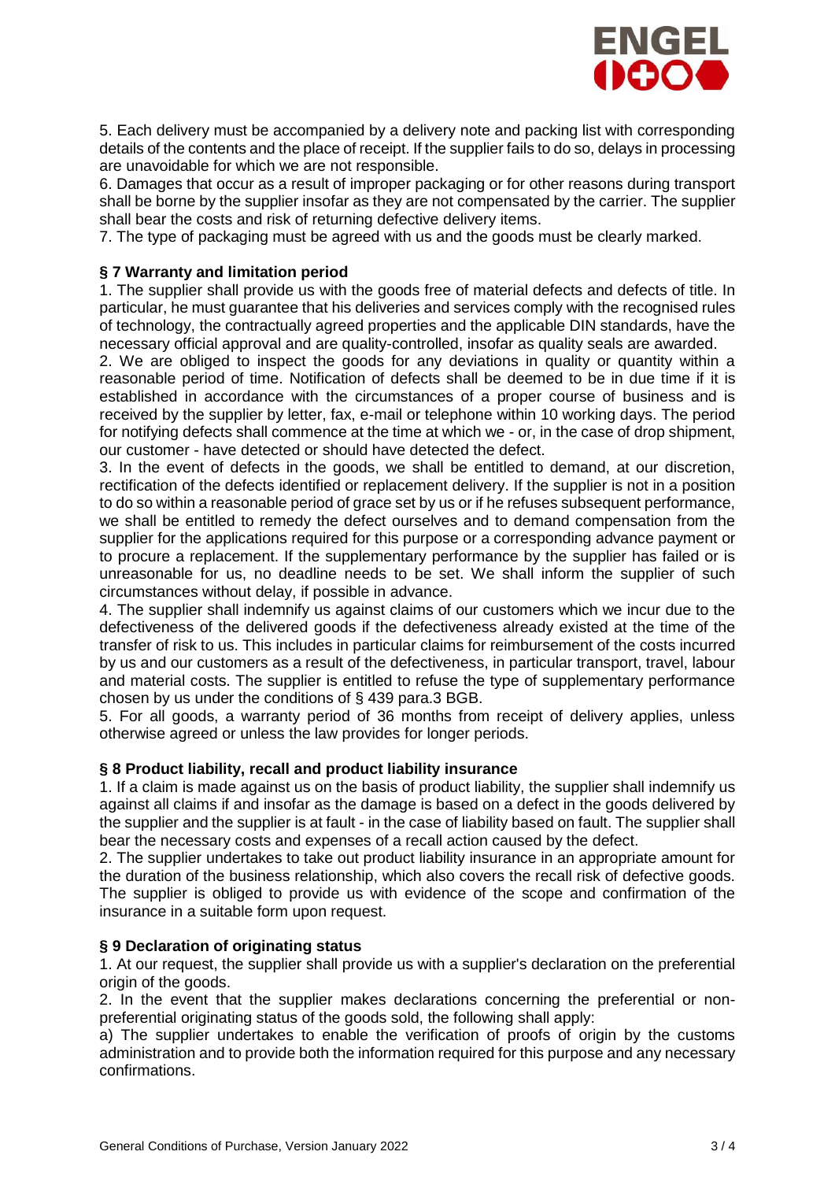5. Each delivery must be accompanied by a delivery note and packing list with corresponding details of the contents and the place of receipt. If the supplier fails to do so, delays in processing are unavoidable for which we are not responsible.

6. Damages that occur as a result of improper packaging or for other reasons during transport shall be borne by the supplier insofar as they are not compensated by the carrier. The supplier shall bear the costs and risk of returning defective delivery items.

7. The type of packaging must be agreed with us and the goods must be clearly marked.

## § 7 Warranty and limitation period

1. The supplier shall provide us with the goods free of material defects and defects of title. In particular, he must guarantee that his deliveries and services comply with the recognised rules of technology, the contractually agreed properties and the applicable DIN standards, have the necessary official approval and are quality-controlled, insofar as quality seals are awarded.

2. We are obliged to inspect the goods for any deviations in quality or quantity within a reasonable period of time. Notification of defects shall be deemed to be in due time if it is established in accordance with the circumstances of a proper course of business and is received by the supplier by letter, fax, e-mail or telephone within 10 working days. The period for notifying defects shall commence at the time at which we - or, in the case of drop shipment, our customer - have detected or should have detected the defect.

3. In the event of defects in the goods, we shall be entitled to demand, at our discretion, rectification of the defects identified or replacement delivery. If the supplier is not in a position to do so within a reasonable period of grace set by us or if he refuses subsequent performance, we shall be entitled to remedy the defect ourselves and to demand compensation from the supplier for the applications required for this purpose or a corresponding advance payment or to procure a replacement. If the supplementary performance by the supplier has failed or is unreasonable for us, no deadline needs to be set. We shall inform the supplier of such circumstances without delay, if possible in advance.

4. The supplier shall indemnify us against claims of our customers which we incur due to the defectiveness of the delivered goods if the defectiveness already existed at the time of the transfer of risk to us. This includes in particular claims for reimbursement of the costs incurred by us and our customers as a result of the defectiveness, in particular transport, travel, labour and material costs. The supplier is entitled to refuse the type of supplementary performance chosen by us under the conditions of § 439 para.3 BGB.

5. For all goods, a warranty period of 36 months from receipt of delivery applies, unless otherwise agreed or unless the law provides for longer periods.

## § 8 Product liability, recall and product liability insurance

1. If a claim is made against us on the basis of product liability, the supplier shall indemnify us against all claims if and insofar as the damage is based on a defect in the goods delivered by the supplier and the supplier is at fault - in the case of liability based on fault. The supplier shall bear the necessary costs and expenses of a recall action caused by the defect.

2. The supplier undertakes to take out product liability insurance in an appropriate amount for the duration of the business relationship, which also covers the recall risk of defective goods. The supplier is obliged to provide us with evidence of the scope and confirmation of the insurance in a suitable form upon request.

## § 9 Declaration of originating status

1. At our request, the supplier shall provide us with a supplier's declaration on the preferential origin of the goods.

2. In the event that the supplier makes declarations concerning the preferential or non-preferential originating status of the goods sold, the following shall apply:

a) The supplier undertakes to enable the verification of proofs of origin by the customs administration and to provide both the information required for this purpose and any necessary confirmations.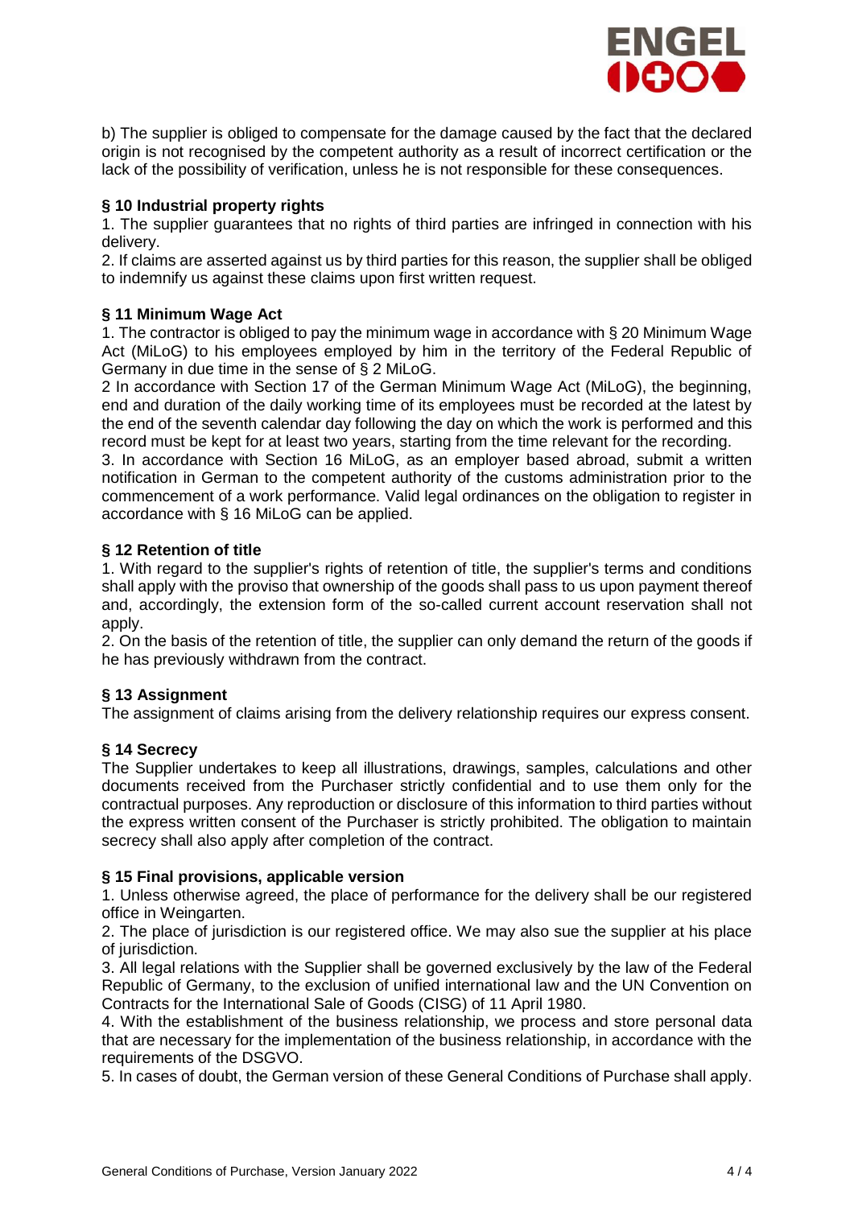b) The supplier is obliged to compensate for the damage caused by the fact that the declared origin is not recognised by the competent authority as a result of incorrect certification or the lack of the possibility of verification, unless he is not responsible for these consequences.

## § 10 Industrial property rights

1. The supplier guarantees that no rights of third parties are infringed in connection with his delivery.
2. If claims are asserted against us by third parties for this reason, the supplier shall be obliged to indemnify us against these claims upon first written request.

## § 11 Minimum Wage Act

1. The contractor is obliged to pay the minimum wage in accordance with § 20 Minimum Wage Act (MiLoG) to his employees employed by him in the territory of the Federal Republic of Germany in due time in the sense of § 2 MiLoG.

2 In accordance with Section 17 of the German Minimum Wage Act (MiLoG), the beginning, end and duration of the daily working time of its employees must be recorded at the latest by the end of the seventh calendar day following the day on which the work is performed and this record must be kept for at least two years, starting from the time relevant for the recording.

3. In accordance with Section 16 MiLoG, as an employer based abroad, submit a written notification in German to the competent authority of the customs administration prior to the commencement of a work performance. Valid legal ordinances on the obligation to register in accordance with § 16 MiLoG can be applied.

## § 12 Retention of title

1. With regard to the supplier's rights of retention of title, the supplier's terms and conditions shall apply with the proviso that ownership of the goods shall pass to us upon payment thereof and, accordingly, the extension form of the so-called current account reservation shall not apply.
2. On the basis of the retention of title, the supplier can only demand the return of the goods if he has previously withdrawn from the contract.

## § 13 Assignment

The assignment of claims arising from the delivery relationship requires our express consent.

## § 14 Secrecy

The Supplier undertakes to keep all illustrations, drawings, samples, calculations and other documents received from the Purchaser strictly confidential and to use them only for the contractual purposes. Any reproduction or disclosure of this information to third parties without the express written consent of the Purchaser is strictly prohibited. The obligation to maintain secrecy shall also apply after completion of the contract.

## § 15 Final provisions, applicable version

1. Unless otherwise agreed, the place of performance for the delivery shall be our registered office in Weingarten.
2. The place of jurisdiction is our registered office. We may also sue the supplier at his place of jurisdiction.
3. All legal relations with the Supplier shall be governed exclusively by the law of the Federal Republic of Germany, to the exclusion of unified international law and the UN Convention on Contracts for the International Sale of Goods (CISG) of 11 April 1980.
4. With the establishment of the business relationship, we process and store personal data that are necessary for the implementation of the business relationship, in accordance with the requirements of the DSGVO.
5. In cases of doubt, the German version of these General Conditions of Purchase shall apply.